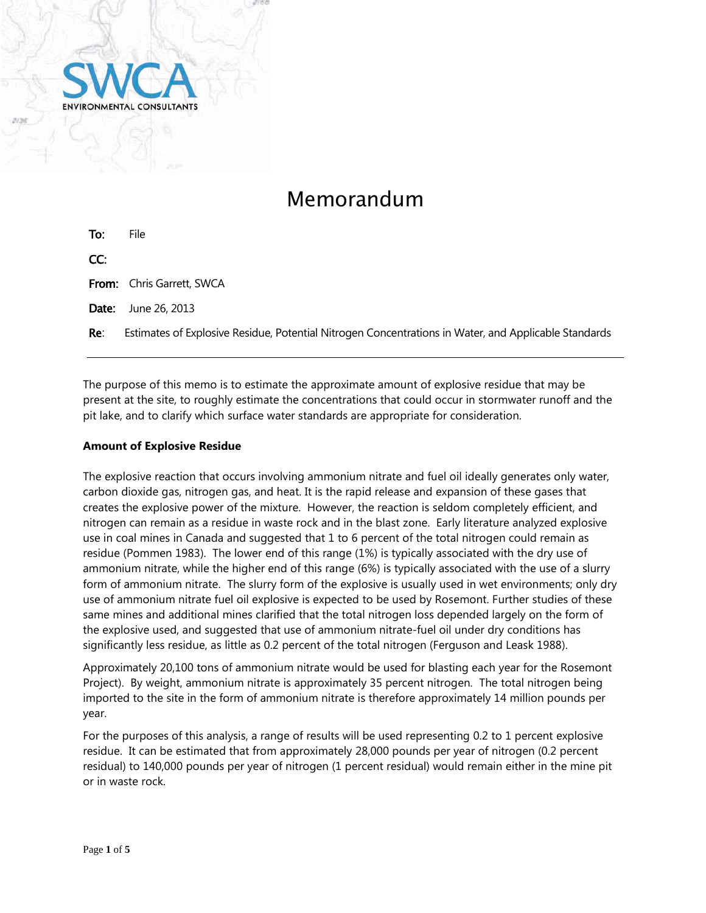SWCA
ENVIRONMENTAL CONSULTANTS

# Memorandum

**To:** File

**CC:**

**From:** Chris Garrett, SWCA

**Date:** June 26, 2013

**Re:** Estimates of Explosive Residue, Potential Nitrogen Concentrations in Water, and Applicable Standards

---

The purpose of this memo is to estimate the approximate amount of explosive residue that may be present at the site, to roughly estimate the concentrations that could occur in stormwater runoff and the pit lake, and to clarify which surface water standards are appropriate for consideration.

**Amount of Explosive Residue**

The explosive reaction that occurs involving ammonium nitrate and fuel oil ideally generates only water, carbon dioxide gas, nitrogen gas, and heat. It is the rapid release and expansion of these gases that creates the explosive power of the mixture. However, the reaction is seldom completely efficient, and nitrogen can remain as a residue in waste rock and in the blast zone. Early literature analyzed explosive use in coal mines in Canada and suggested that 1 to 6 percent of the total nitrogen could remain as residue (Pommen 1983). The lower end of this range (1%) is typically associated with the dry use of ammonium nitrate, while the higher end of this range (6%) is typically associated with the use of a slurry form of ammonium nitrate. The slurry form of the explosive is usually used in wet environments; only dry use of ammonium nitrate fuel oil explosive is expected to be used by Rosemont. Further studies of these same mines and additional mines clarified that the total nitrogen loss depended largely on the form of the explosive used, and suggested that use of ammonium nitrate-fuel oil under dry conditions has significantly less residue, as little as 0.2 percent of the total nitrogen (Ferguson and Leask 1988).

Approximately 20,100 tons of ammonium nitrate would be used for blasting each year for the Rosemont Project). By weight, ammonium nitrate is approximately 35 percent nitrogen. The total nitrogen being imported to the site in the form of ammonium nitrate is therefore approximately 14 million pounds per year.

For the purposes of this analysis, a range of results will be used representing 0.2 to 1 percent explosive residue. It can be estimated that from approximately 28,000 pounds per year of nitrogen (0.2 percent residual) to 140,000 pounds per year of nitrogen (1 percent residual) would remain either in the mine pit or in waste rock.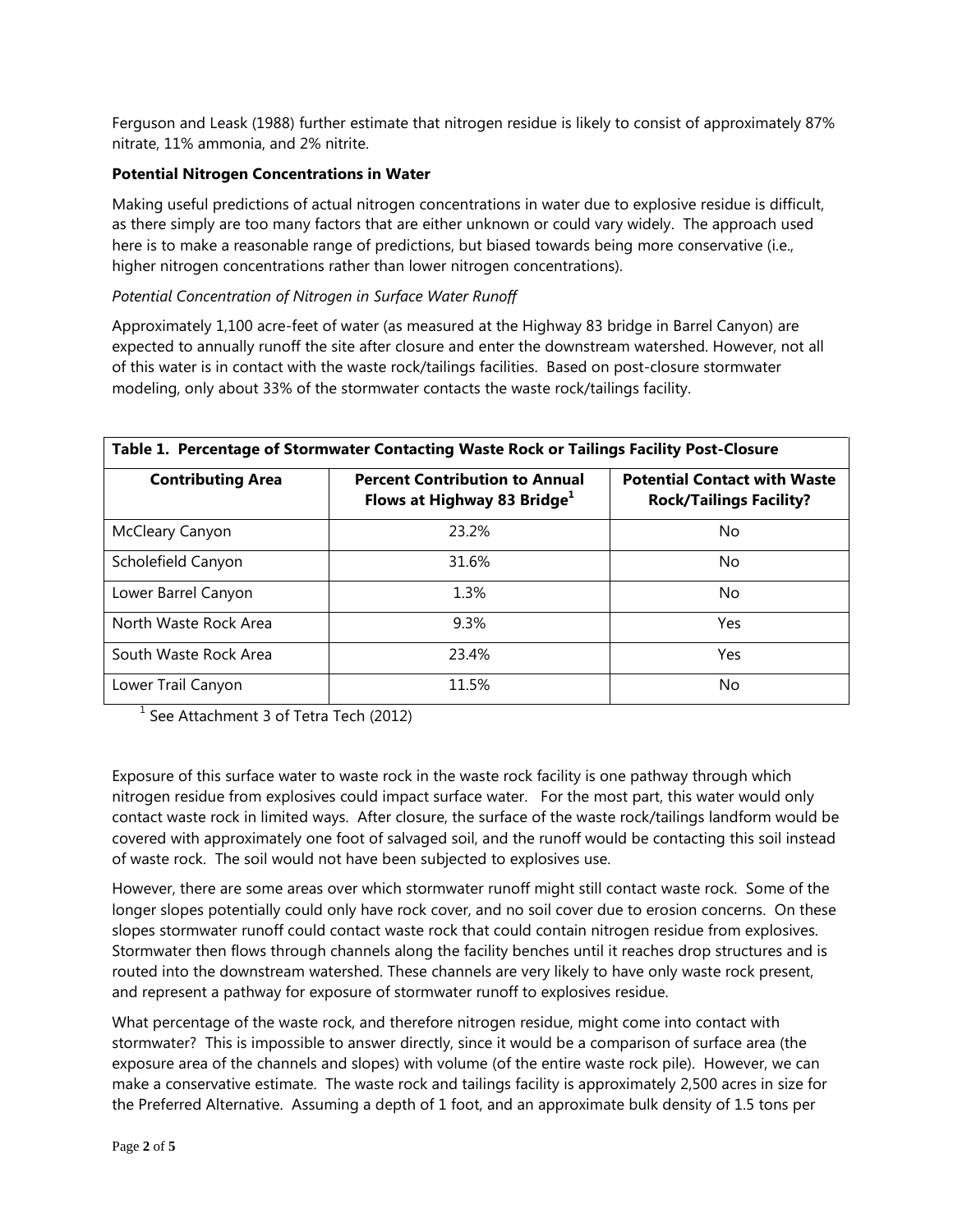Ferguson and Leask (1988) further estimate that nitrogen residue is likely to consist of approximately 87% nitrate, 11% ammonia, and 2% nitrite.

**Potential Nitrogen Concentrations in Water**

Making useful predictions of actual nitrogen concentrations in water due to explosive residue is difficult, as there simply are too many factors that are either unknown or could vary widely. The approach used here is to make a reasonable range of predictions, but biased towards being more conservative (i.e., higher nitrogen concentrations rather than lower nitrogen concentrations).

*Potential Concentration of Nitrogen in Surface Water Runoff*

Approximately 1,100 acre-feet of water (as measured at the Highway 83 bridge in Barrel Canyon) are expected to annually runoff the site after closure and enter the downstream watershed. However, not all of this water is in contact with the waste rock/tailings facilities. Based on post-closure stormwater modeling, only about 33% of the stormwater contacts the waste rock/tailings facility.

**Table 1. Percentage of Stormwater Contacting Waste Rock or Tailings Facility Post-Closure**

| Contributing Area | Percent Contribution to Annual Flows at Highway 83 Bridge[1] | Potential Contact with Waste Rock/Tailings Facility? |
|---|---|---|
| McCleary Canyon | 23.2% | No |
| Scholefield Canyon | 31.6% | No |
| Lower Barrel Canyon | 1.3% | No |
| North Waste Rock Area | 9.3% | Yes |
| South Waste Rock Area | 23.4% | Yes |
| Lower Trail Canyon | 11.5% | No |

[1] See Attachment 3 of Tetra Tech (2012)

Exposure of this surface water to waste rock in the waste rock facility is one pathway through which nitrogen residue from explosives could impact surface water. For the most part, this water would only contact waste rock in limited ways. After closure, the surface of the waste rock/tailings landform would be covered with approximately one foot of salvaged soil, and the runoff would be contacting this soil instead of waste rock. The soil would not have been subjected to explosives use.

However, there are some areas over which stormwater runoff might still contact waste rock. Some of the longer slopes potentially could only have rock cover, and no soil cover due to erosion concerns. On these slopes stormwater runoff could contact waste rock that could contain nitrogen residue from explosives. Stormwater then flows through channels along the facility benches until it reaches drop structures and is routed into the downstream watershed. These channels are very likely to have only waste rock present, and represent a pathway for exposure of stormwater runoff to explosives residue.

What percentage of the waste rock, and therefore nitrogen residue, might come into contact with stormwater? This is impossible to answer directly, since it would be a comparison of surface area (the exposure area of the channels and slopes) with volume (of the entire waste rock pile). However, we can make a conservative estimate. The waste rock and tailings facility is approximately 2,500 acres in size for the Preferred Alternative. Assuming a depth of 1 foot, and an approximate bulk density of 1.5 tons per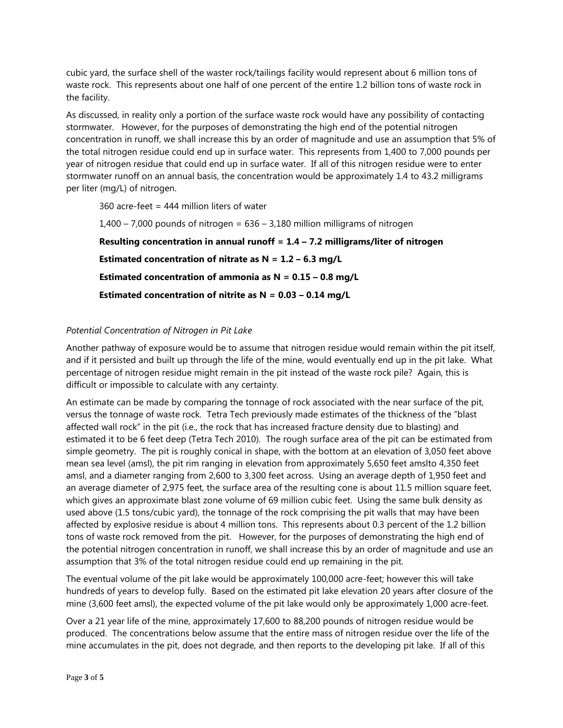cubic yard, the surface shell of the waster rock/tailings facility would represent about 6 million tons of waste rock. This represents about one half of one percent of the entire 1.2 billion tons of waste rock in the facility.

As discussed, in reality only a portion of the surface waste rock would have any possibility of contacting stormwater. However, for the purposes of demonstrating the high end of the potential nitrogen concentration in runoff, we shall increase this by an order of magnitude and use an assumption that 5% of the total nitrogen residue could end up in surface water. This represents from 1,400 to 7,000 pounds per year of nitrogen residue that could end up in surface water. If all of this nitrogen residue were to enter stormwater runoff on an annual basis, the concentration would be approximately 1.4 to 43.2 milligrams per liter (mg/L) of nitrogen.

360 acre-feet = 444 million liters of water

1,400 – 7,000 pounds of nitrogen = 636 – 3,180 million milligrams of nitrogen

**Resulting concentration in annual runoff = 1.4 – 7.2 milligrams/liter of nitrogen**

**Estimated concentration of nitrate as N = 1.2 – 6.3 mg/L**

**Estimated concentration of ammonia as N = 0.15 – 0.8 mg/L**

**Estimated concentration of nitrite as N = 0.03 – 0.14 mg/L**

*Potential Concentration of Nitrogen in Pit Lake*

Another pathway of exposure would be to assume that nitrogen residue would remain within the pit itself, and if it persisted and built up through the life of the mine, would eventually end up in the pit lake. What percentage of nitrogen residue might remain in the pit instead of the waste rock pile? Again, this is difficult or impossible to calculate with any certainty.

An estimate can be made by comparing the tonnage of rock associated with the near surface of the pit, versus the tonnage of waste rock. Tetra Tech previously made estimates of the thickness of the "blast affected wall rock" in the pit (i.e., the rock that has increased fracture density due to blasting) and estimated it to be 6 feet deep (Tetra Tech 2010). The rough surface area of the pit can be estimated from simple geometry. The pit is roughly conical in shape, with the bottom at an elevation of 3,050 feet above mean sea level (amsl), the pit rim ranging in elevation from approximately 5,650 feet amslto 4,350 feet amsl, and a diameter ranging from 2,600 to 3,300 feet across. Using an average depth of 1,950 feet and an average diameter of 2,975 feet, the surface area of the resulting cone is about 11.5 million square feet, which gives an approximate blast zone volume of 69 million cubic feet. Using the same bulk density as used above (1.5 tons/cubic yard), the tonnage of the rock comprising the pit walls that may have been affected by explosive residue is about 4 million tons. This represents about 0.3 percent of the 1.2 billion tons of waste rock removed from the pit. However, for the purposes of demonstrating the high end of the potential nitrogen concentration in runoff, we shall increase this by an order of magnitude and use an assumption that 3% of the total nitrogen residue could end up remaining in the pit.

The eventual volume of the pit lake would be approximately 100,000 acre-feet; however this will take hundreds of years to develop fully. Based on the estimated pit lake elevation 20 years after closure of the mine (3,600 feet amsl), the expected volume of the pit lake would only be approximately 1,000 acre-feet.

Over a 21 year life of the mine, approximately 17,600 to 88,200 pounds of nitrogen residue would be produced. The concentrations below assume that the entire mass of nitrogen residue over the life of the mine accumulates in the pit, does not degrade, and then reports to the developing pit lake. If all of this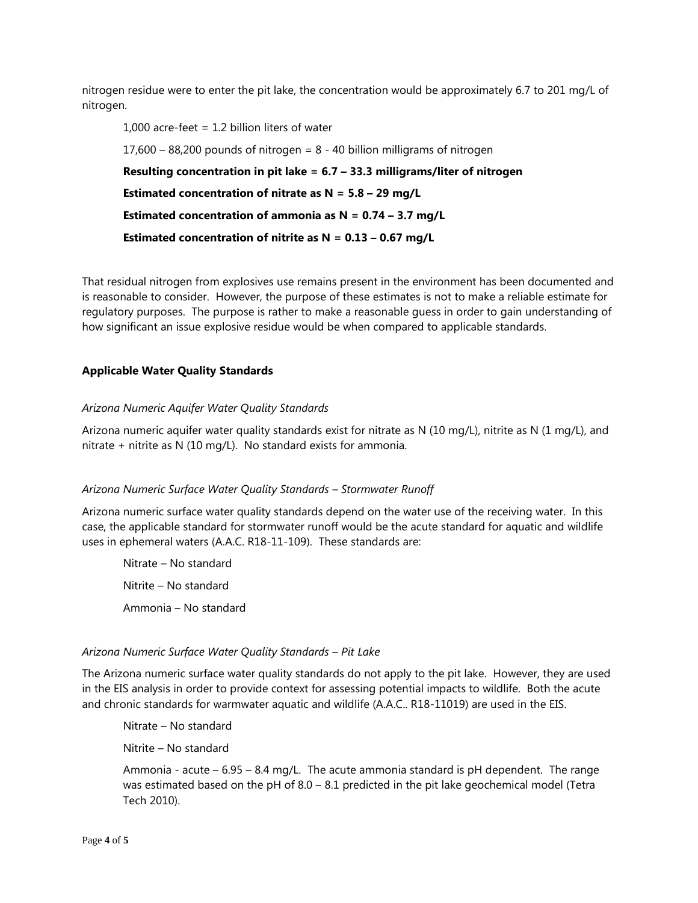nitrogen residue were to enter the pit lake, the concentration would be approximately 6.7 to 201 mg/L of nitrogen.

1,000 acre-feet = 1.2 billion liters of water

17,600 – 88,200 pounds of nitrogen = 8 - 40 billion milligrams of nitrogen

**Resulting concentration in pit lake = 6.7 – 33.3 milligrams/liter of nitrogen**

**Estimated concentration of nitrate as N = 5.8 – 29 mg/L**

**Estimated concentration of ammonia as N = 0.74 – 3.7 mg/L**

**Estimated concentration of nitrite as N = 0.13 – 0.67 mg/L**

That residual nitrogen from explosives use remains present in the environment has been documented and is reasonable to consider. However, the purpose of these estimates is not to make a reliable estimate for regulatory purposes. The purpose is rather to make a reasonable guess in order to gain understanding of how significant an issue explosive residue would be when compared to applicable standards.

### Applicable Water Quality Standards

*Arizona Numeric Aquifer Water Quality Standards*

Arizona numeric aquifer water quality standards exist for nitrate as N (10 mg/L), nitrite as N (1 mg/L), and nitrate + nitrite as N (10 mg/L). No standard exists for ammonia.

*Arizona Numeric Surface Water Quality Standards – Stormwater Runoff*

Arizona numeric surface water quality standards depend on the water use of the receiving water. In this case, the applicable standard for stormwater runoff would be the acute standard for aquatic and wildlife uses in ephemeral waters (A.A.C. R18-11-109). These standards are:

Nitrate – No standard

Nitrite – No standard

Ammonia – No standard

*Arizona Numeric Surface Water Quality Standards – Pit Lake*

The Arizona numeric surface water quality standards do not apply to the pit lake. However, they are used in the EIS analysis in order to provide context for assessing potential impacts to wildlife. Both the acute and chronic standards for warmwater aquatic and wildlife (A.A.C.. R18-11019) are used in the EIS.

Nitrate – No standard

Nitrite – No standard

Ammonia - acute – 6.95 – 8.4 mg/L. The acute ammonia standard is pH dependent. The range was estimated based on the pH of 8.0 – 8.1 predicted in the pit lake geochemical model (Tetra Tech 2010).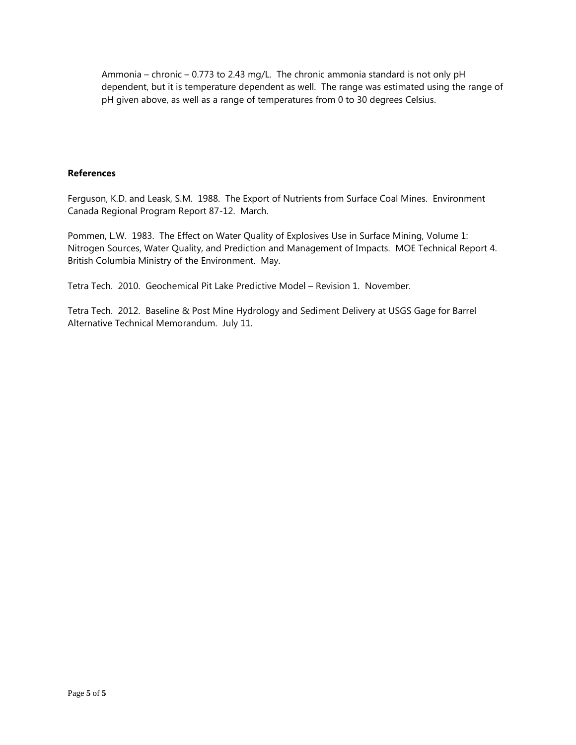Ammonia – chronic – 0.773 to 2.43 mg/L. The chronic ammonia standard is not only pH dependent, but it is temperature dependent as well. The range was estimated using the range of pH given above, as well as a range of temperatures from 0 to 30 degrees Celsius.

**References**

Ferguson, K.D. and Leask, S.M. 1988. The Export of Nutrients from Surface Coal Mines. Environment Canada Regional Program Report 87-12. March.

Pommen, L.W. 1983. The Effect on Water Quality of Explosives Use in Surface Mining, Volume 1: Nitrogen Sources, Water Quality, and Prediction and Management of Impacts. MOE Technical Report 4. British Columbia Ministry of the Environment. May.

Tetra Tech. 2010. Geochemical Pit Lake Predictive Model – Revision 1. November.

Tetra Tech. 2012. Baseline & Post Mine Hydrology and Sediment Delivery at USGS Gage for Barrel Alternative Technical Memorandum. July 11.